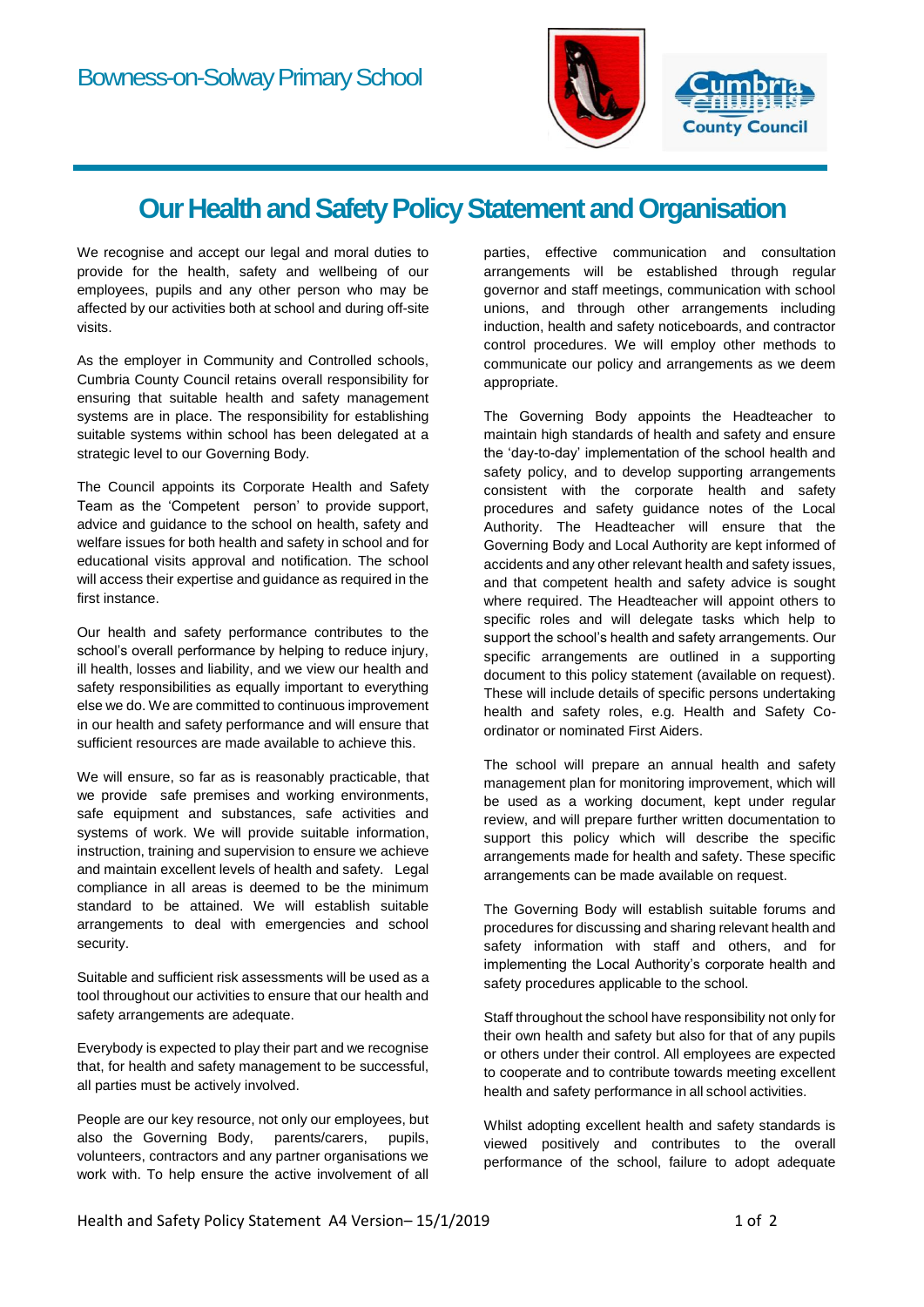Bowness-on-Solway Primary School

# Our Health and Safety Policy Statement and Organisation

We recognise and accept our legal and moral duties to provide for the health, safety and wellbeing of our employees, pupils and any other person who may be affected by our activities both at school and during off-site visits.

As the employer in Community and Controlled schools, Cumbria County Council retains overall responsibility for ensuring that suitable health and safety management systems are in place. The responsibility for establishing suitable systems within school has been delegated at a strategic level to our Governing Body.

The Council appoints its Corporate Health and Safety Team as the 'Competent person' to provide support, advice and guidance to the school on health, safety and welfare issues for both health and safety in school and for educational visits approval and notification. The school will access their expertise and guidance as required in the first instance.

Our health and safety performance contributes to the school's overall performance by helping to reduce injury, ill health, losses and liability, and we view our health and safety responsibilities as equally important to everything else we do. We are committed to continuous improvement in our health and safety performance and will ensure that sufficient resources are made available to achieve this.

We will ensure, so far as is reasonably practicable, that we provide safe premises and working environments, safe equipment and substances, safe activities and systems of work. We will provide suitable information, instruction, training and supervision to ensure we achieve and maintain excellent levels of health and safety. Legal compliance in all areas is deemed to be the minimum standard to be attained. We will establish suitable arrangements to deal with emergencies and school security.

Suitable and sufficient risk assessments will be used as a tool throughout our activities to ensure that our health and safety arrangements are adequate.

Everybody is expected to play their part and we recognise that, for health and safety management to be successful, all parties must be actively involved.

People are our key resource, not only our employees, but also the Governing Body, parents/carers, pupils, volunteers, contractors and any partner organisations we work with. To help ensure the active involvement of all parties, effective communication and consultation arrangements will be established through regular governor and staff meetings, communication with school unions, and through other arrangements including induction, health and safety noticeboards, and contractor control procedures. We will employ other methods to communicate our policy and arrangements as we deem appropriate.

The Governing Body appoints the Headteacher to maintain high standards of health and safety and ensure the 'day-to-day' implementation of the school health and safety policy, and to develop supporting arrangements consistent with the corporate health and safety procedures and safety guidance notes of the Local Authority. The Headteacher will ensure that the Governing Body and Local Authority are kept informed of accidents and any other relevant health and safety issues, and that competent health and safety advice is sought where required. The Headteacher will appoint others to specific roles and will delegate tasks which help to support the school's health and safety arrangements. Our specific arrangements are outlined in a supporting document to this policy statement (available on request). These will include details of specific persons undertaking health and safety roles, e.g. Health and Safety Co-ordinator or nominated First Aiders.

The school will prepare an annual health and safety management plan for monitoring improvement, which will be used as a working document, kept under regular review, and will prepare further written documentation to support this policy which will describe the specific arrangements made for health and safety. These specific arrangements can be made available on request.

The Governing Body will establish suitable forums and procedures for discussing and sharing relevant health and safety information with staff and others, and for implementing the Local Authority's corporate health and safety procedures applicable to the school.

Staff throughout the school have responsibility not only for their own health and safety but also for that of any pupils or others under their control. All employees are expected to cooperate and to contribute towards meeting excellent health and safety performance in all school activities.

Whilst adopting excellent health and safety standards is viewed positively and contributes to the overall performance of the school, failure to adopt adequate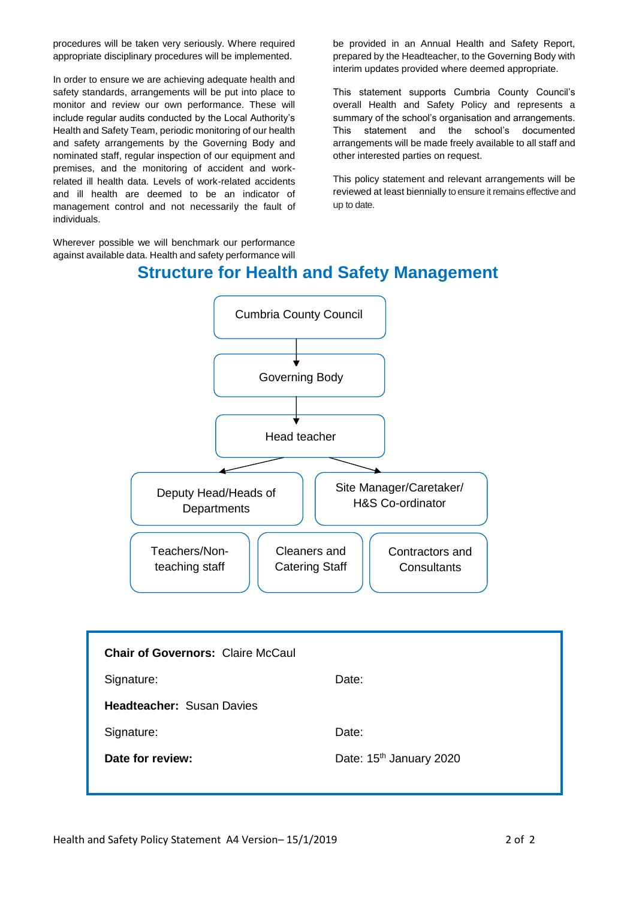procedures will be taken very seriously. Where required appropriate disciplinary procedures will be implemented.

In order to ensure we are achieving adequate health and safety standards, arrangements will be put into place to monitor and review our own performance. These will include regular audits conducted by the Local Authority's Health and Safety Team, periodic monitoring of our health and safety arrangements by the Governing Body and nominated staff, regular inspection of our equipment and premises, and the monitoring of accident and work-related ill health data. Levels of work-related accidents and ill health are deemed to be an indicator of management control and not necessarily the fault of individuals.

Wherever possible we will benchmark our performance against available data. Health and safety performance will be provided in an Annual Health and Safety Report, prepared by the Headteacher, to the Governing Body with interim updates provided where deemed appropriate.

This statement supports Cumbria County Council's overall Health and Safety Policy and represents a summary of the school's organisation and arrangements. This statement and the school's documented arrangements will be made freely available to all staff and other interested parties on request.

This policy statement and relevant arrangements will be reviewed at least biennially to ensure it remains effective and up to date.

## Structure for Health and Safety Management

Cumbria County Council

Governing Body

Head teacher

Deputy Head/Heads of Departments

Site Manager/Caretaker/ H&S Co-ordinator

Teachers/Non-teaching staff

Cleaners and Catering Staff

Contractors and Consultants

| | |
|---|---|
| **Chair of Governors:** Claire McCaul | |
| Signature: | Date: |
| **Headteacher:** Susan Davies | |
| Signature: | Date: |
| **Date for review:** | Date: 15th January 2020 |

Health and Safety Policy Statement A4 Version– 15/1/2019